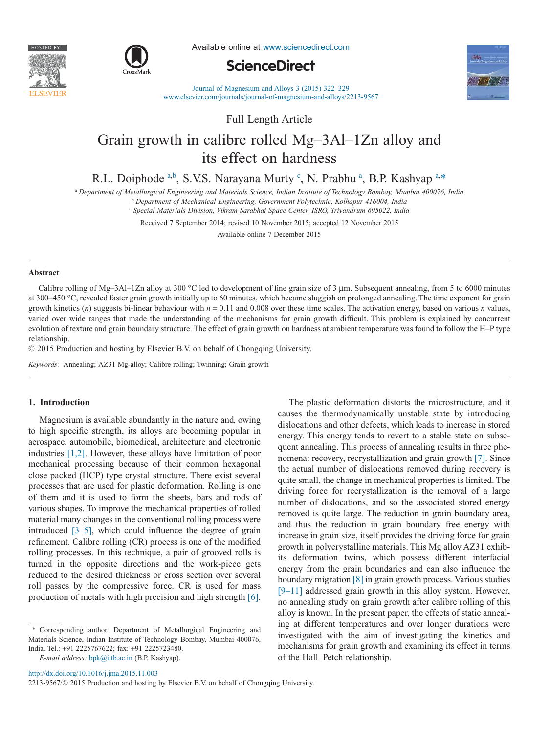Full Length Article

# Grain growth in calibre rolled Mg–3Al–1Zn alloy and its effect on hardness

R.L. Doiphode [a,b], S.V.S. Narayana Murty [c], N. Prabhu [a], B.P. Kashyap [a,*]

[a] Department of Metallurgical Engineering and Materials Science, Indian Institute of Technology Bombay, Mumbai 400076, India

[b] Department of Mechanical Engineering, Government Polytechnic, Kolhapur 416004, India

[c] Special Materials Division, Vikram Sarabhai Space Center, ISRO, Trivandrum 695022, India

Received 7 September 2014; revised 10 November 2015; accepted 12 November 2015

Available online 7 December 2015

## Abstract

Calibre rolling of Mg–3Al–1Zn alloy at 300 °C led to development of fine grain size of 3 µm. Subsequent annealing, from 5 to 6000 minutes at 300–450 °C, revealed faster grain growth initially up to 60 minutes, which became sluggish on prolonged annealing. The time exponent for grain growth kinetics ($n$) suggests bi-linear behaviour with $n = 0.11$ and 0.008 over these time scales. The activation energy, based on various $n$ values, varied over wide ranges that made the understanding of the mechanisms for grain growth difficult. This problem is explained by concurrent evolution of texture and grain boundary structure. The effect of grain growth on hardness at ambient temperature was found to follow the H–P type relationship.

© 2015 Production and hosting by Elsevier B.V. on behalf of Chongqing University.

*Keywords:* Annealing; AZ31 Mg-alloy; Calibre rolling; Twinning; Grain growth

## 1. Introduction

Magnesium is available abundantly in the nature and, owing to high specific strength, its alloys are becoming popular in aerospace, automobile, biomedical, architecture and electronic industries [1,2]. However, these alloys have limitation of poor mechanical processing because of their common hexagonal close packed (HCP) type crystal structure. There exist several processes that are used for plastic deformation. Rolling is one of them and it is used to form the sheets, bars and rods of various shapes. To improve the mechanical properties of rolled material many changes in the conventional rolling process were introduced [3–5], which could influence the degree of grain refinement. Calibre rolling (CR) process is one of the modified rolling processes. In this technique, a pair of grooved rolls is turned in the opposite directions and the work-piece gets reduced to the desired thickness or cross section over several roll passes by the compressive force. CR is used for mass production of metals with high precision and high strength [6].

The plastic deformation distorts the microstructure, and it causes the thermodynamically unstable state by introducing dislocations and other defects, which leads to increase in stored energy. This energy tends to revert to a stable state on subsequent annealing. This process of annealing results in three phenomena: recovery, recrystallization and grain growth [7]. Since the actual number of dislocations removed during recovery is quite small, the change in mechanical properties is limited. The driving force for recrystallization is the removal of a large number of dislocations, and so the associated stored energy removed is quite large. The reduction in grain boundary area, and thus the reduction in grain boundary free energy with increase in grain size, itself provides the driving force for grain growth in polycrystalline materials. This Mg alloy AZ31 exhibits deformation twins, which possess different interfacial energy from the grain boundaries and can also influence the boundary migration [8] in grain growth process. Various studies [9–11] addressed grain growth in this alloy system. However, no annealing study on grain growth after calibre rolling of this alloy is known. In the present paper, the effects of static annealing at different temperatures and over longer durations were investigated with the aim of investigating the kinetics and mechanisms for grain growth and examining its effect in terms of the Hall–Petch relationship.

* Corresponding author. Department of Metallurgical Engineering and Materials Science, Indian Institute of Technology Bombay, Mumbai 400076, India. Tel.: +91 2225767622; fax: +91 2225723480.

*E-mail address:* bpk@iitb.ac.in (B.P. Kashyap).

http://dx.doi.org/10.1016/j.jma.2015.11.003

2213-9567/© 2015 Production and hosting by Elsevier B.V. on behalf of Chongqing University.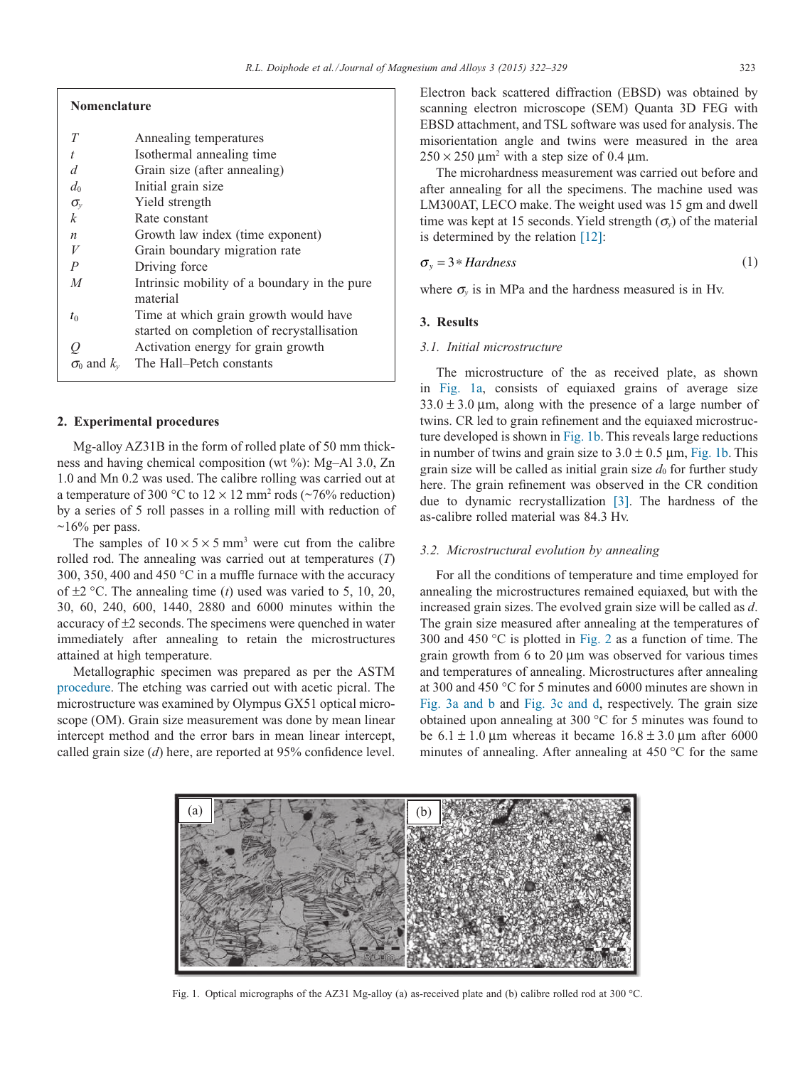## Nomenclature

| | |
|---|---|
| $T$ | Annealing temperatures |
| $t$ | Isothermal annealing time |
| $d$ | Grain size (after annealing) |
| $d_0$ | Initial grain size |
| $\sigma_y$ | Yield strength |
| $k$ | Rate constant |
| $n$ | Growth law index (time exponent) |
| $V$ | Grain boundary migration rate |
| $P$ | Driving force |
| $M$ | Intrinsic mobility of a boundary in the pure material |
| $t_0$ | Time at which grain growth would have started on completion of recrystallisation |
| $Q$ | Activation energy for grain growth |
| $\sigma_0$ and $k_y$ | The Hall–Petch constants |

## 2. Experimental procedures

Mg-alloy AZ31B in the form of rolled plate of 50 mm thickness and having chemical composition (wt %): Mg–Al 3.0, Zn 1.0 and Mn 0.2 was used. The calibre rolling was carried out at a temperature of 300 °C to 12 × 12 $mm^2$ rods (~76% reduction) by a series of 5 roll passes in a rolling mill with reduction of ~16% per pass.

The samples of $10 \times 5 \times 5$ $mm^3$ were cut from the calibre rolled rod. The annealing was carried out at temperatures ($T$) 300, 350, 400 and 450 °C in a muffle furnace with the accuracy of ±2 °C. The annealing time ($t$) used was varied to 5, 10, 20, 30, 60, 240, 600, 1440, 2880 and 6000 minutes within the accuracy of ±2 seconds. The specimens were quenched in water immediately after annealing to retain the microstructures attained at high temperature.

Metallographic specimen was prepared as per the ASTM procedure. The etching was carried out with acetic picral. The microstructure was examined by Olympus GX51 optical microscope (OM). Grain size measurement was done by mean linear intercept method and the error bars in mean linear intercept, called grain size ($d$) here, are reported at 95% confidence level. Electron back scattered diffraction (EBSD) was obtained by scanning electron microscope (SEM) Quanta 3D FEG with EBSD attachment, and TSL software was used for analysis. The misorientation angle and twins were measured in the area 250 × 250 μ$m^2$ with a step size of 0.4 μm.

The microhardness measurement was carried out before and after annealing for all the specimens. The machine used was LM300AT, LECO make. The weight used was 15 gm and dwell time was kept at 15 seconds. Yield strength ($\sigma_y$) of the material is determined by the relation [12]:

$$\sigma_y = 3 * Hardness \tag{1}$$

where $\sigma_y$ is in MPa and the hardness measured is in Hv.

## 3. Results

### 3.1. Initial microstructure

The microstructure of the as received plate, as shown in Fig. 1a, consists of equiaxed grains of average size 33.0 ± 3.0 μm, along with the presence of a large number of twins. CR led to grain refinement and the equiaxed microstructure developed is shown in Fig. 1b. This reveals large reductions in number of twins and grain size to 3.0 ± 0.5 μm, Fig. 1b. This grain size will be called as initial grain size $d_0$ for further study here. The grain refinement was observed in the CR condition due to dynamic recrystallization [3]. The hardness of the as-calibre rolled material was 84.3 Hv.

### 3.2. Microstructural evolution by annealing

For all the conditions of temperature and time employed for annealing the microstructures remained equiaxed, but with the increased grain sizes. The evolved grain size will be called as $d$. The grain size measured after annealing at the temperatures of 300 and 450 °C is plotted in Fig. 2 as a function of time. The grain growth from 6 to 20 μm was observed for various times and temperatures of annealing. Microstructures after annealing at 300 and 450 °C for 5 minutes and 6000 minutes are shown in Fig. 3a and b and Fig. 3c and d, respectively. The grain size obtained upon annealing at 300 °C for 5 minutes was found to be 6.1 ± 1.0 μm whereas it became 16.8 ± 3.0 μm after 6000 minutes of annealing. After annealing at 450 °C for the same

Fig. 1. Optical micrographs of the AZ31 Mg-alloy (a) as-received plate and (b) calibre rolled rod at 300 °C.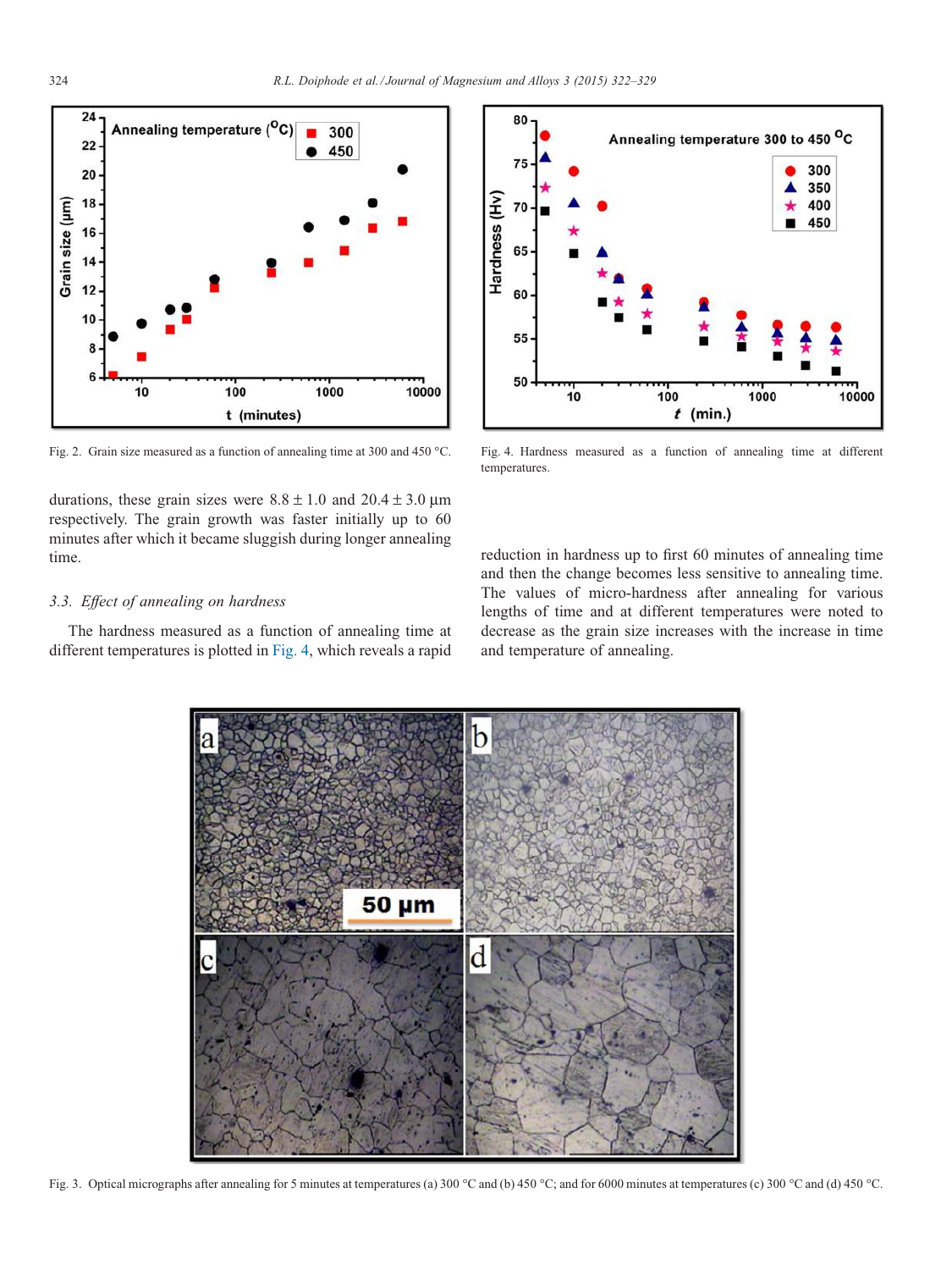Fig. 2. Grain size measured as a function of annealing time at 300 and 450 °C.

durations, these grain sizes were 8.8 ± 1.0 and 20.4 ± 3.0 μm respectively. The grain growth was faster initially up to 60 minutes after which it became sluggish during longer annealing time.

### 3.3. *Effect of annealing on hardness*

The hardness measured as a function of annealing time at different temperatures is plotted in Fig. 4, which reveals a rapid reduction in hardness up to first 60 minutes of annealing time and then the change becomes less sensitive to annealing time. The values of micro-hardness after annealing for various lengths of time and at different temperatures were noted to decrease as the grain size increases with the increase in time and temperature of annealing.

Fig. 4. Hardness measured as a function of annealing time at different temperatures.

Fig. 3. Optical micrographs after annealing for 5 minutes at temperatures (a) 300 °C and (b) 450 °C; and for 6000 minutes at temperatures (c) 300 °C and (d) 450 °C.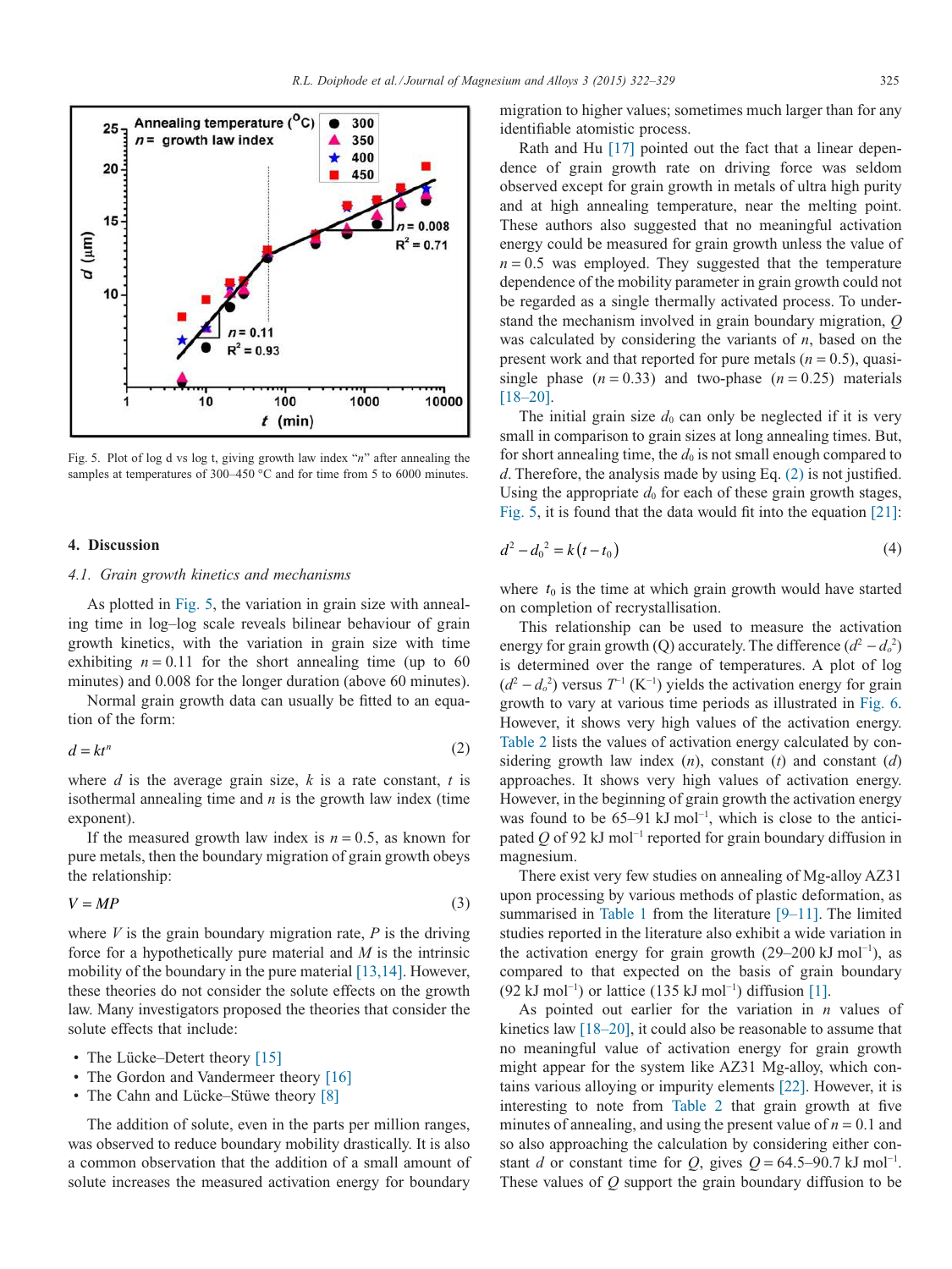Fig. 5. Plot of log d vs log t, giving growth law index "$n$" after annealing the samples at temperatures of 300–450 °C and for time from 5 to 6000 minutes.

## 4. Discussion

### 4.1. Grain growth kinetics and mechanisms

As plotted in Fig. 5, the variation in grain size with annealing time in log–log scale reveals bilinear behaviour of grain growth kinetics, with the variation in grain size with time exhibiting $n = 0.11$ for the short annealing time (up to 60 minutes) and 0.008 for the longer duration (above 60 minutes).

Normal grain growth data can usually be fitted to an equation of the form:

$$d = kt^n \tag{2}$$

where $d$ is the average grain size, $k$ is a rate constant, $t$ is isothermal annealing time and $n$ is the growth law index (time exponent).

If the measured growth law index is $n = 0.5$, as known for pure metals, then the boundary migration of grain growth obeys the relationship:

$$V = MP \tag{3}$$

where $V$ is the grain boundary migration rate, $P$ is the driving force for a hypothetically pure material and $M$ is the intrinsic mobility of the boundary in the pure material [13,14]. However, these theories do not consider the solute effects on the growth law. Many investigators proposed the theories that consider the solute effects that include:

- The Lücke–Detert theory [15]
- The Gordon and Vandermeer theory [16]
- The Cahn and Lücke–Stüwe theory [8]

The addition of solute, even in the parts per million ranges, was observed to reduce boundary mobility drastically. It is also a common observation that the addition of a small amount of solute increases the measured activation energy for boundary migration to higher values; sometimes much larger than for any identifiable atomistic process.

Rath and Hu [17] pointed out the fact that a linear dependence of grain growth rate on driving force was seldom observed except for grain growth in metals of ultra high purity and at high annealing temperature, near the melting point. These authors also suggested that no meaningful activation energy could be measured for grain growth unless the value of $n = 0.5$ was employed. They suggested that the temperature dependence of the mobility parameter in grain growth could not be regarded as a single thermally activated process. To understand the mechanism involved in grain boundary migration, $Q$ was calculated by considering the variants of $n$, based on the present work and that reported for pure metals ($n = 0.5$), quasi-single phase ($n = 0.33$) and two-phase ($n = 0.25$) materials [18–20].

The initial grain size $d_0$ can only be neglected if it is very small in comparison to grain sizes at long annealing times. But, for short annealing time, the $d_0$ is not small enough compared to $d$. Therefore, the analysis made by using Eq. (2) is not justified. Using the appropriate $d_0$ for each of these grain growth stages, Fig. 5, it is found that the data would fit into the equation [21]:

$$d^2 - d_0^{\,2} = k\left(t - t_0\right) \tag{4}$$

where $t_0$ is the time at which grain growth would have started on completion of recrystallisation.

This relationship can be used to measure the activation energy for grain growth (Q) accurately. The difference ($d^2 - d_o^{\,2}$) is determined over the range of temperatures. A plot of log ($d^2 - d_o^{\,2}$) versus $T^{-1}$ (K$^{-1}$) yields the activation energy for grain growth to vary at various time periods as illustrated in Fig. 6. However, it shows very high values of the activation energy. Table 2 lists the values of activation energy calculated by considering growth law index ($n$), constant ($t$) and constant ($d$) approaches. It shows very high values of activation energy. However, in the beginning of grain growth the activation energy was found to be 65–91 kJ mol$^{-1}$, which is close to the anticipated $Q$ of 92 kJ mol$^{-1}$ reported for grain boundary diffusion in magnesium.

There exist very few studies on annealing of Mg-alloy AZ31 upon processing by various methods of plastic deformation, as summarised in Table 1 from the literature [9–11]. The limited studies reported in the literature also exhibit a wide variation in the activation energy for grain growth (29–200 kJ mol$^{-1}$), as compared to that expected on the basis of grain boundary (92 kJ mol$^{-1}$) or lattice (135 kJ mol$^{-1}$) diffusion [1].

As pointed out earlier for the variation in $n$ values of kinetics law [18–20], it could also be reasonable to assume that no meaningful value of activation energy for grain growth might appear for the system like AZ31 Mg-alloy, which contains various alloying or impurity elements [22]. However, it is interesting to note from Table 2 that grain growth at five minutes of annealing, and using the present value of $n = 0.1$ and so also approaching the calculation by considering either constant $d$ or constant time for $Q$, gives $Q = 64.5$–$90.7$ kJ mol$^{-1}$. These values of $Q$ support the grain boundary diffusion to be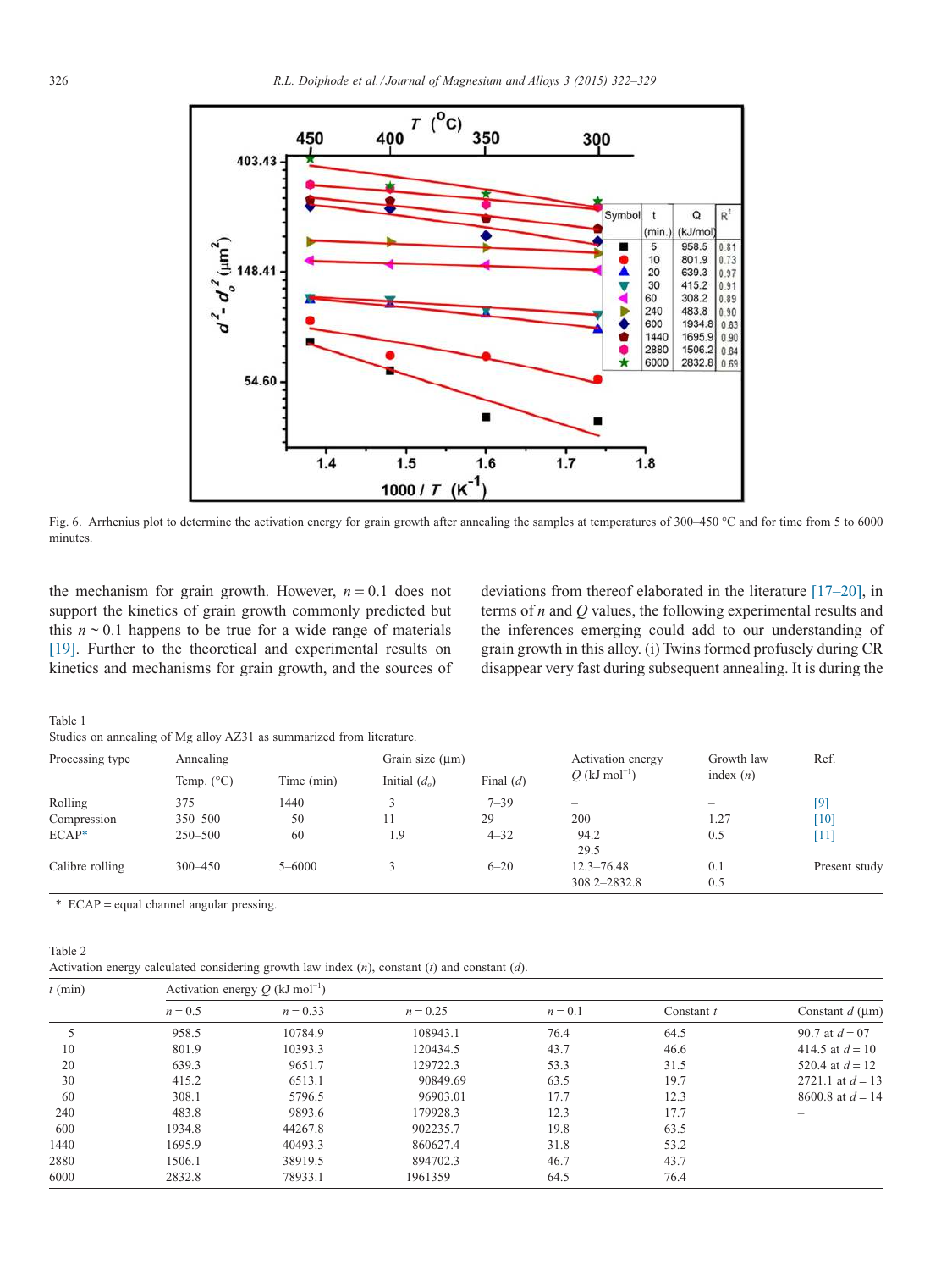Fig. 6. Arrhenius plot to determine the activation energy for grain growth after annealing the samples at temperatures of 300–450 °C and for time from 5 to 6000 minutes.

the mechanism for grain growth. However, $n = 0.1$ does not support the kinetics of grain growth commonly predicted but this $n \sim 0.1$ happens to be true for a wide range of materials [19]. Further to the theoretical and experimental results on kinetics and mechanisms for grain growth, and the sources of deviations from thereof elaborated in the literature [17–20], in terms of $n$ and $Q$ values, the following experimental results and the inferences emerging could add to our understanding of grain growth in this alloy. (i) Twins formed profusely during CR disappear very fast during subsequent annealing. It is during the

Table 1
Studies on annealing of Mg alloy AZ31 as summarized from literature.

| Processing type | Annealing | | Grain size (μm) | | Activation energy $Q$ (kJ mol$^{-1}$) | Growth law index ($n$) | Ref. |
|---|---|---|---|---|---|---|---|
| | Temp. (°C) | Time (min) | Initial ($d_o$) | Final ($d$) | | | |
| Rolling | 375 | 1440 | 3 | 7–39 | – | – | [9] |
| Compression | 350–500 | 50 | 11 | 29 | 200 | 1.27 | [10] |
| ECAP* | 250–500 | 60 | 1.9 | 4–32 | 94.2<br>29.5 | 0.5 | [11] |
| Calibre rolling | 300–450 | 5–6000 | 3 | 6–20 | 12.3–76.48<br>308.2–2832.8 | 0.1<br>0.5 | Present study |

\* ECAP = equal channel angular pressing.

Table 2
Activation energy calculated considering growth law index ($n$), constant ($t$) and constant ($d$).

| $t$ (min) | Activation energy $Q$ (kJ mol$^{-1}$) | | | | | |
|---|---|---|---|---|---|---|
| | $n = 0.5$ | $n = 0.33$ | $n = 0.25$ | $n = 0.1$ | Constant $t$ | Constant $d$ (μm) |
| 5 | 958.5 | 10784.9 | 108943.1 | 76.4 | 64.5 | 90.7 at $d = 07$ |
| 10 | 801.9 | 10393.3 | 120434.5 | 43.7 | 46.6 | 414.5 at $d = 10$ |
| 20 | 639.3 | 9651.7 | 129722.3 | 53.3 | 31.5 | 520.4 at $d = 12$ |
| 30 | 415.2 | 6513.1 | 90849.69 | 63.5 | 19.7 | 2721.1 at $d = 13$ |
| 60 | 308.1 | 5796.5 | 96903.01 | 17.7 | 12.3 | 8600.8 at $d = 14$ |
| 240 | 483.8 | 9893.6 | 179928.3 | 12.3 | 17.7 | – |
| 600 | 1934.8 | 44267.8 | 902235.7 | 19.8 | 63.5 | |
| 1440 | 1695.9 | 40493.3 | 860627.4 | 31.8 | 53.2 | |
| 2880 | 1506.1 | 38919.5 | 894702.3 | 46.7 | 43.7 | |
| 6000 | 2832.8 | 78933.1 | 1961359 | 64.5 | 76.4 | |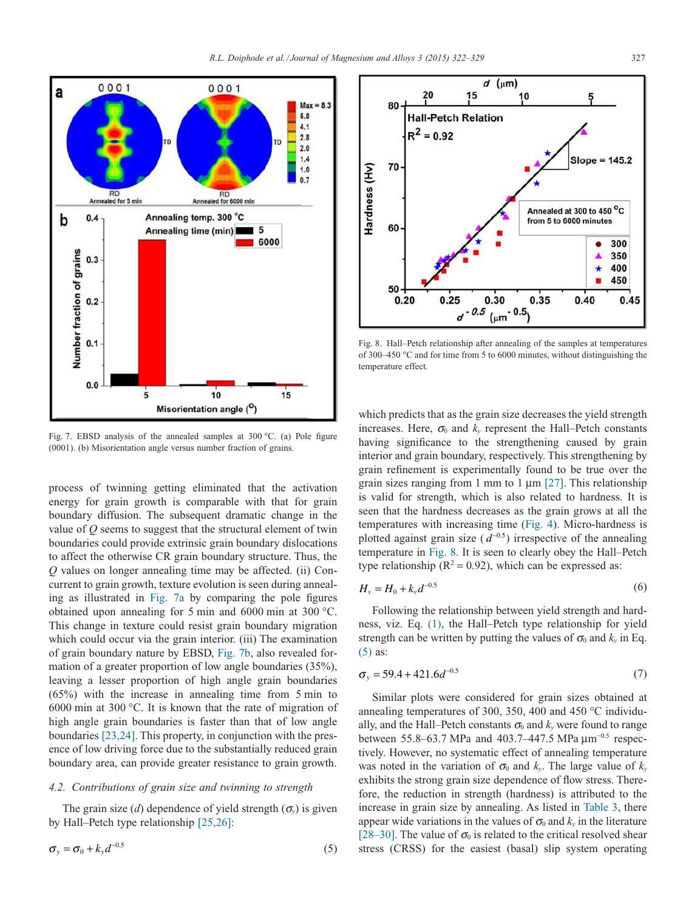Fig. 7. EBSD analysis of the annealed samples at 300 °C. (a) Pole figure (0001). (b) Misorientation angle versus number fraction of grains.

Fig. 8. Hall–Petch relationship after annealing of the samples at temperatures of 300–450 °C and for time from 5 to 6000 minutes, without distinguishing the temperature effect.

process of twinning getting eliminated that the activation energy for grain growth is comparable with that for grain boundary diffusion. The subsequent dramatic change in the value of $Q$ seems to suggest that the structural element of twin boundaries could provide extrinsic grain boundary dislocations to affect the otherwise CR grain boundary structure. Thus, the $Q$ values on longer annealing time may be affected. (ii) Concurrent to grain growth, texture evolution is seen during annealing as illustrated in Fig. 7a by comparing the pole figures obtained upon annealing for 5 min and 6000 min at 300 °C. This change in texture could resist grain boundary migration which could occur via the grain interior. (iii) The examination of grain boundary nature by EBSD, Fig. 7b, also revealed formation of a greater proportion of low angle boundaries (35%), leaving a lesser proportion of high angle grain boundaries (65%) with the increase in annealing time from 5 min to 6000 min at 300 °C. It is known that the rate of migration of high angle grain boundaries is faster than that of low angle boundaries [23,24]. This property, in conjunction with the presence of low driving force due to the substantially reduced grain boundary area, can provide greater resistance to grain growth.

### *4.2. Contributions of grain size and twinning to strength*

The grain size ($d$) dependence of yield strength ($\sigma_y$) is given by Hall–Petch type relationship [25,26]:

$$\sigma_y = \sigma_0 + k_y d^{-0.5} \tag{5}$$

which predicts that as the grain size decreases the yield strength increases. Here, $\sigma_0$ and $k_y$ represent the Hall–Petch constants having significance to the strengthening caused by grain interior and grain boundary, respectively. This strengthening by grain refinement is experimentally found to be true over the grain sizes ranging from 1 mm to 1 µm [27]. This relationship is valid for strength, which is also related to hardness. It is seen that the hardness decreases as the grain grows at all the temperatures with increasing time (Fig. 4). Micro-hardness is plotted against grain size ($d^{-0.5}$) irrespective of the annealing temperature in Fig. 8. It is seen to clearly obey the Hall–Petch type relationship ($R^2 = 0.92$), which can be expressed as:

$$H_v = H_0 + k_v d^{-0.5} \tag{6}$$

Following the relationship between yield strength and hardness, viz. Eq. (1), the Hall–Petch type relationship for yield strength can be written by putting the values of $\sigma_0$ and $k_y$ in Eq. (5) as:

$$\sigma_y = 59.4 + 421.6 d^{-0.5} \tag{7}$$

Similar plots were considered for grain sizes obtained at annealing temperatures of 300, 350, 400 and 450 °C individually, and the Hall–Petch constants $\sigma_0$ and $k_y$ were found to range between 55.8–63.7 MPa and 403.7–447.5 MPa µm$^{-0.5}$ respectively. However, no systematic effect of annealing temperature was noted in the variation of $\sigma_0$ and $k_y$. The large value of $k_y$ exhibits the strong grain size dependence of flow stress. Therefore, the reduction in strength (hardness) is attributed to the increase in grain size by annealing. As listed in Table 3, there appear wide variations in the values of $\sigma_0$ and $k_y$ in the literature [28–30]. The value of $\sigma_0$ is related to the critical resolved shear stress (CRSS) for the easiest (basal) slip system operating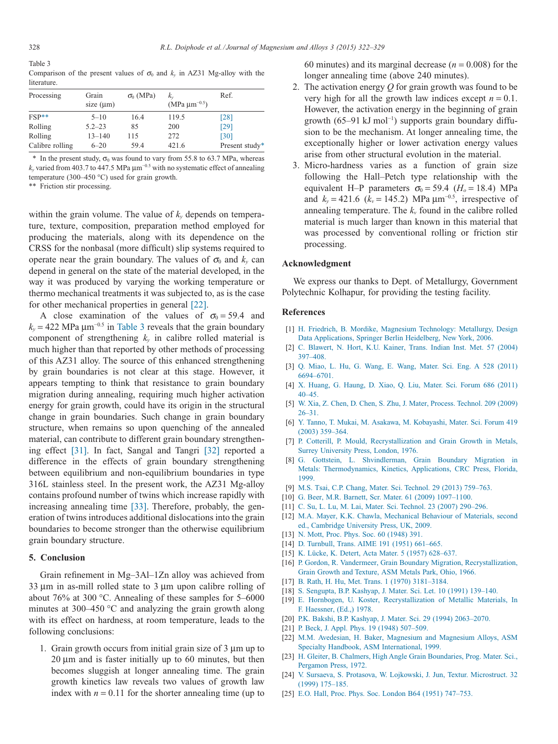Table 3
Comparison of the present values of $\sigma_0$ and $k_y$ in AZ31 Mg-alloy with the literature.

| Processing | Grain size (μm) | $\sigma_0$ (MPa) | $k_y$ (MPa $\mu m^{-0.5}$) | Ref. |
|---|---|---|---|---|
| FSP** | 5–10 | 16.4 | 119.5 | [28] |
| Rolling | 5.2–23 | 85 | 200 | [29] |
| Rolling | 13–140 | 115 | 272 | [30] |
| Calibre rolling | 6–20 | 59.4 | 421.6 | Present study* |

\* In the present study, $\sigma_0$ was found to vary from 55.8 to 63.7 MPa, whereas $k_y$ varied from 403.7 to 447.5 MPa $\mu m^{-0.5}$ with no systematic effect of annealing temperature (300–450 °C) used for grain growth.
** Friction stir processing.

within the grain volume. The value of $k_y$ depends on temperature, texture, composition, preparation method employed for producing the materials, along with its dependence on the CRSS for the nonbasal (more difficult) slip systems required to operate near the grain boundary. The values of $\sigma_0$ and $k_y$ can depend in general on the state of the material developed, in the way it was produced by varying the working temperature or thermo mechanical treatments it was subjected to, as is the case for other mechanical properties in general [22].

A close examination of the values of $\sigma_0 = 59.4$ and $k_y = 422$ MPa $\mu m^{-0.5}$ in Table 3 reveals that the grain boundary component of strengthening $k_y$ in calibre rolled material is much higher than that reported by other methods of processing of this AZ31 alloy. The source of this enhanced strengthening by grain boundaries is not clear at this stage. However, it appears tempting to think that resistance to grain boundary migration during annealing, requiring much higher activation energy for grain growth, could have its origin in the structural change in grain boundaries. Such change in grain boundary structure, when remains so upon quenching of the annealed material, can contribute to different grain boundary strengthening effect [31]. In fact, Sangal and Tangri [32] reported a difference in the effects of grain boundary strengthening between equilibrium and non-equilibrium boundaries in type 316L stainless steel. In the present work, the AZ31 Mg-alloy contains profound number of twins which increase rapidly with increasing annealing time [33]. Therefore, probably, the generation of twins introduces additional dislocations into the grain boundaries to become stronger than the otherwise equilibrium grain boundary structure.

## 5. Conclusion

Grain refinement in Mg–3Al–1Zn alloy was achieved from 33 μm in as-mill rolled state to 3 μm upon calibre rolling of about 76% at 300 °C. Annealing of these samples for 5–6000 minutes at 300–450 °C and analyzing the grain growth along with its effect on hardness, at room temperature, leads to the following conclusions:

1. Grain growth occurs from initial grain size of 3 μm up to 20 μm and is faster initially up to 60 minutes, but then becomes sluggish at longer annealing time. The grain growth kinetics law reveals two values of growth law index with $n = 0.11$ for the shorter annealing time (up to 60 minutes) and its marginal decrease ($n = 0.008$) for the longer annealing time (above 240 minutes).
2. The activation energy $Q$ for grain growth was found to be very high for all the growth law indices except $n = 0.1$. However, the activation energy in the beginning of grain growth (65–91 kJ mol$^{-1}$) supports grain boundary diffusion to be the mechanism. At longer annealing time, the exceptionally higher or lower activation energy values arise from other structural evolution in the material.
3. Micro-hardness varies as a function of grain size following the Hall–Petch type relationship with the equivalent H–P parameters $\sigma_0 = 59.4$ ($H_o = 18.4$) MPa and $k_y = 421.6$ ($k_v = 145.2$) MPa $\mu m^{-0.5}$, irrespective of annealing temperature. The $k_v$ found in the calibre rolled material is much larger than known in this material that was processed by conventional rolling or friction stir processing.

## Acknowledgment

We express our thanks to Dept. of Metallurgy, Government Polytechnic Kolhapur, for providing the testing facility.

## References

[1] H. Friedrich, B. Mordike, Magnesium Technology: Metallurgy, Design Data Applications, Springer Berlin Heidelberg, New York, 2006.
[2] C. Blawert, N. Hort, K.U. Kainer, Trans. Indian Inst. Met. 57 (2004) 397–408.
[3] Q. Miao, L. Hu, G. Wang, E. Wang, Mater. Sci. Eng. A 528 (2011) 6694–6701.
[4] X. Huang, G. Haung, D. Xiao, Q. Liu, Mater. Sci. Forum 686 (2011) 40–45.
[5] W. Xia, Z. Chen, D. Chen, S. Zhu, J. Mater, Process. Technol. 209 (2009) 26–31.
[6] Y. Tanno, T. Mukai, M. Asakawa, M. Kobayashi, Mater. Sci. Forum 419 (2003) 359–364.
[7] P. Cotterill, P. Mould, Recrystallization and Grain Growth in Metals, Surrey University Press, London, 1976.
[8] G. Gottstein, L. Shvindlerman, Grain Boundary Migration in Metals: Thermodynamics, Kinetics, Applications, CRC Press, Florida, 1999.
[9] M.S. Tsai, C.P. Chang, Mater. Sci. Technol. 29 (2013) 759–763.
[10] G. Beer, M.R. Barnett, Scr. Mater. 61 (2009) 1097–1100.
[11] C. Su, L. Lu, M. Lai, Mater. Sci. Technol. 23 (2007) 290–296.
[12] M.A. Mayer, K.K. Chawla, Mechanical Behaviour of Materials, second ed., Cambridge University Press, UK, 2009.
[13] N. Mott, Proc. Phys. Soc. 60 (1948) 391.
[14] D. Turnbull, Trans. AIME 191 (1951) 661–665.
[15] K. Lücke, K. Detert, Acta Mater. 5 (1957) 628–637.
[16] P. Gordon, R. Vandermeer, Grain Boundary Migration, Recrystallization, Grain Growth and Texture, ASM Metals Park, Ohio, 1966.
[17] B. Rath, H. Hu, Met. Trans. 1 (1970) 3181–3184.
[18] S. Sengupta, B.P. Kashyap, J. Mater. Sci. Lett. 10 (1991) 139–140.
[19] E. Hornbogen, U. Koster, Recrystallization of Metallic Materials, In F. Haessner, (Ed.,) 1978.
[20] P.K. Bakshi, B.P. Kashyap, J. Mater. Sci. 29 (1994) 2063–2070.
[21] P. Beck, J. Appl. Phys. 19 (1948) 507–509.
[22] M.M. Avedesian, H. Baker, Magnesium and Magnesium Alloys, ASM Specialty Handbook, ASM International, 1999.
[23] H. Gleiter, B. Chalmers, High Angle Grain Boundaries, Prog. Mater. Sci., Pergamon Press, 1972.
[24] V. Sursaeva, S. Protasova, W. Lojkowski, J. Jun, Textur. Microstruct. 32 (1999) 175–185.
[25] E.O. Hall, Proc. Phys. Soc. London B64 (1951) 747–753.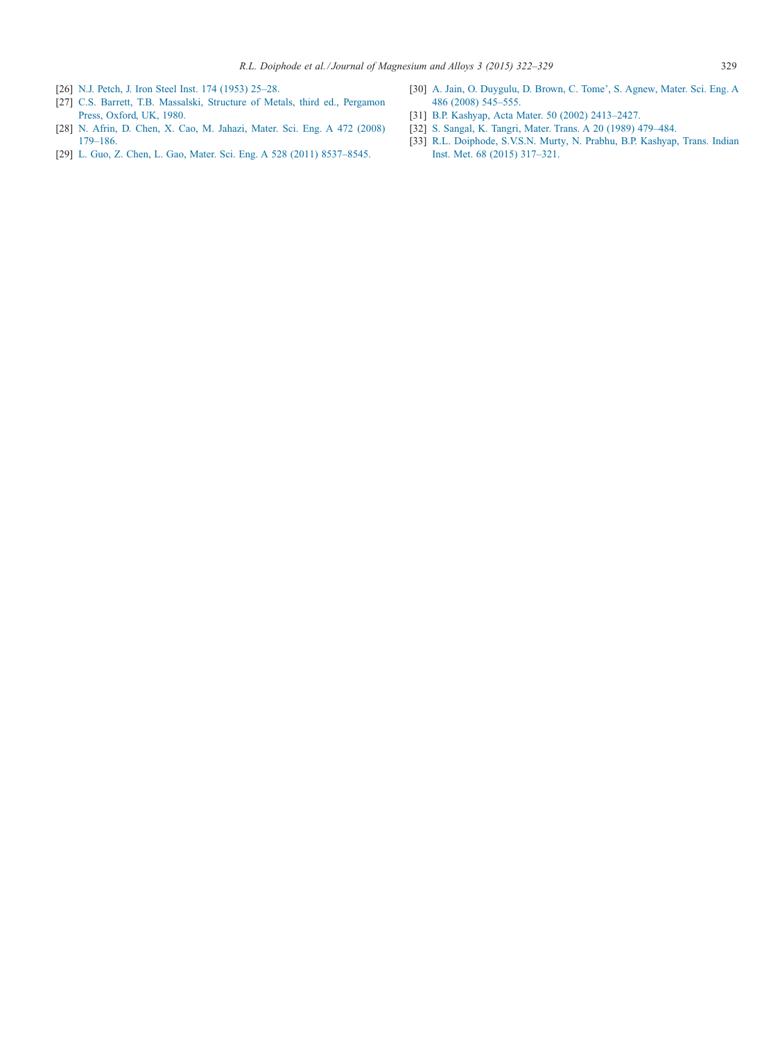[26] N.J. Petch, J. Iron Steel Inst. 174 (1953) 25–28.

[27] C.S. Barrett, T.B. Massalski, Structure of Metals, third ed., Pergamon Press, Oxford, UK, 1980.

[28] N. Afrin, D. Chen, X. Cao, M. Jahazi, Mater. Sci. Eng. A 472 (2008) 179–186.

[29] L. Guo, Z. Chen, L. Gao, Mater. Sci. Eng. A 528 (2011) 8537–8545.

[30] A. Jain, O. Duygulu, D. Brown, C. Tome', S. Agnew, Mater. Sci. Eng. A 486 (2008) 545–555.

[31] B.P. Kashyap, Acta Mater. 50 (2002) 2413–2427.

[32] S. Sangal, K. Tangri, Mater. Trans. A 20 (1989) 479–484.

[33] R.L. Doiphode, S.V.S.N. Murty, N. Prabhu, B.P. Kashyap, Trans. Indian Inst. Met. 68 (2015) 317–321.